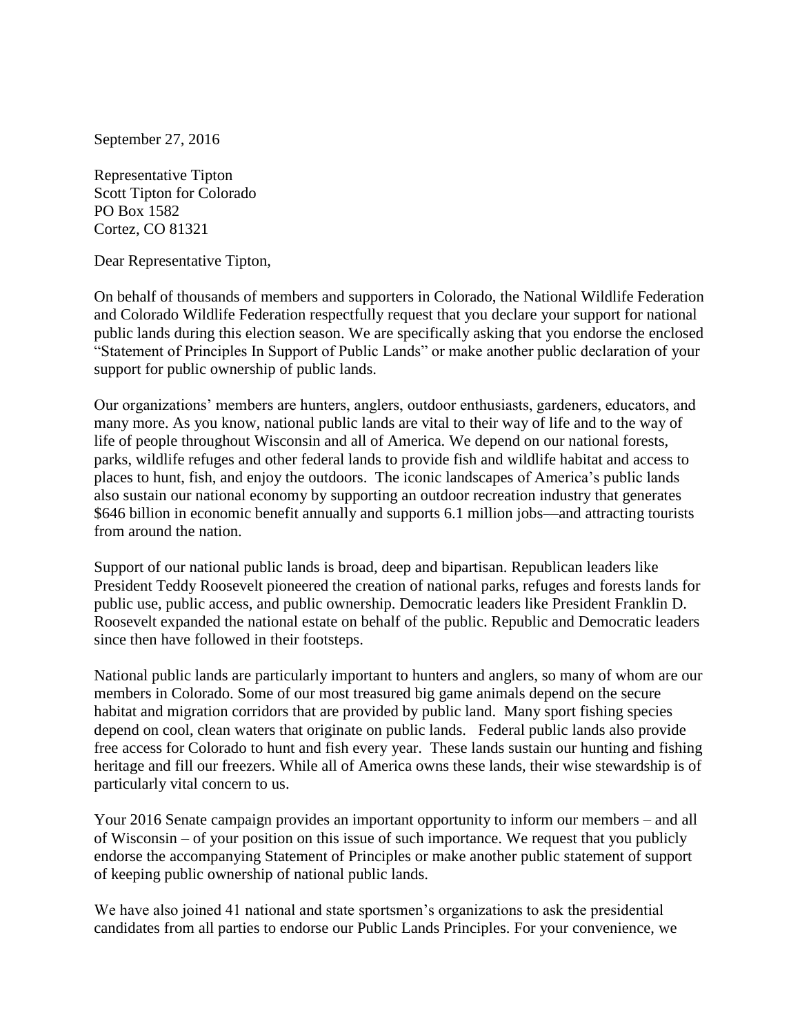September 27, 2016

Representative Tipton
Scott Tipton for Colorado
PO Box 1582
Cortez, CO 81321

Dear Representative Tipton,

On behalf of thousands of members and supporters in Colorado, the National Wildlife Federation and Colorado Wildlife Federation respectfully request that you declare your support for national public lands during this election season. We are specifically asking that you endorse the enclosed "Statement of Principles In Support of Public Lands" or make another public declaration of your support for public ownership of public lands.

Our organizations' members are hunters, anglers, outdoor enthusiasts, gardeners, educators, and many more. As you know, national public lands are vital to their way of life and to the way of life of people throughout Wisconsin and all of America. We depend on our national forests, parks, wildlife refuges and other federal lands to provide fish and wildlife habitat and access to places to hunt, fish, and enjoy the outdoors. The iconic landscapes of America's public lands also sustain our national economy by supporting an outdoor recreation industry that generates $646 billion in economic benefit annually and supports 6.1 million jobs—and attracting tourists from around the nation.

Support of our national public lands is broad, deep and bipartisan. Republican leaders like President Teddy Roosevelt pioneered the creation of national parks, refuges and forests lands for public use, public access, and public ownership. Democratic leaders like President Franklin D. Roosevelt expanded the national estate on behalf of the public. Republic and Democratic leaders since then have followed in their footsteps.

National public lands are particularly important to hunters and anglers, so many of whom are our members in Colorado. Some of our most treasured big game animals depend on the secure habitat and migration corridors that are provided by public land. Many sport fishing species depend on cool, clean waters that originate on public lands. Federal public lands also provide free access for Colorado to hunt and fish every year. These lands sustain our hunting and fishing heritage and fill our freezers. While all of America owns these lands, their wise stewardship is of particularly vital concern to us.

Your 2016 Senate campaign provides an important opportunity to inform our members – and all of Wisconsin – of your position on this issue of such importance. We request that you publicly endorse the accompanying Statement of Principles or make another public statement of support of keeping public ownership of national public lands.

We have also joined 41 national and state sportsmen's organizations to ask the presidential candidates from all parties to endorse our Public Lands Principles. For your convenience, we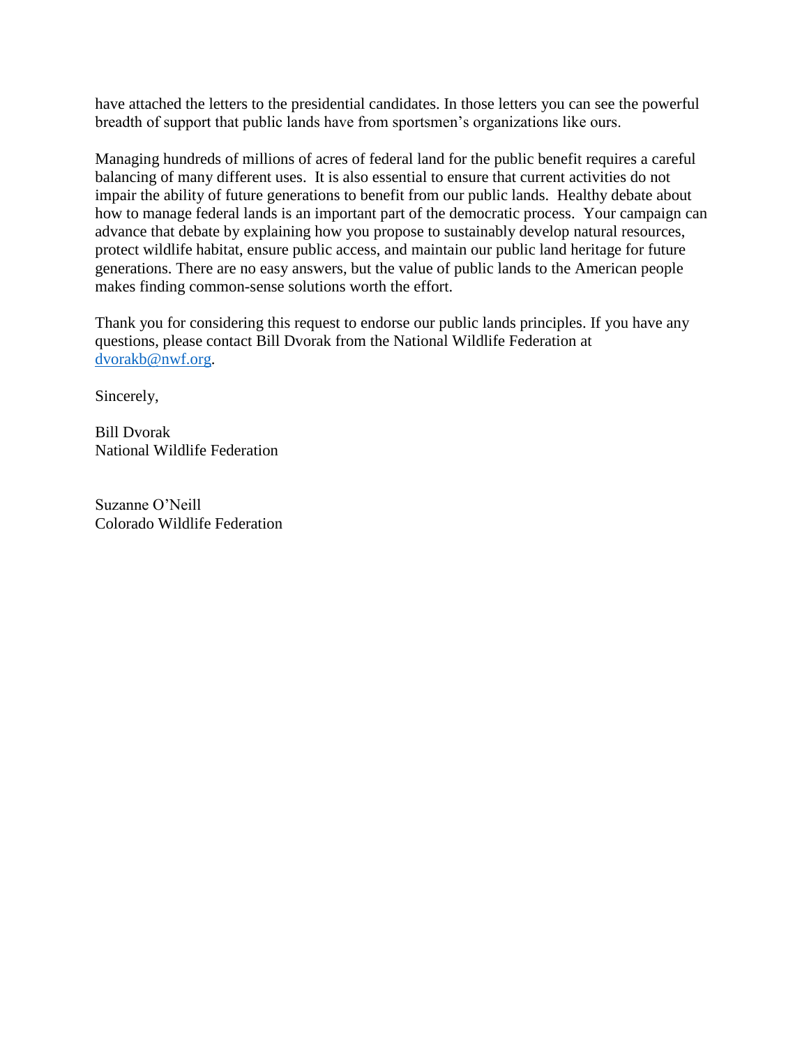have attached the letters to the presidential candidates. In those letters you can see the powerful breadth of support that public lands have from sportsmen's organizations like ours.

Managing hundreds of millions of acres of federal land for the public benefit requires a careful balancing of many different uses. It is also essential to ensure that current activities do not impair the ability of future generations to benefit from our public lands. Healthy debate about how to manage federal lands is an important part of the democratic process. Your campaign can advance that debate by explaining how you propose to sustainably develop natural resources, protect wildlife habitat, ensure public access, and maintain our public land heritage for future generations. There are no easy answers, but the value of public lands to the American people makes finding common-sense solutions worth the effort.

Thank you for considering this request to endorse our public lands principles. If you have any questions, please contact Bill Dvorak from the National Wildlife Federation at dvorakb@nwf.org.

Sincerely,

Bill Dvorak
National Wildlife Federation

Suzanne O'Neill
Colorado Wildlife Federation